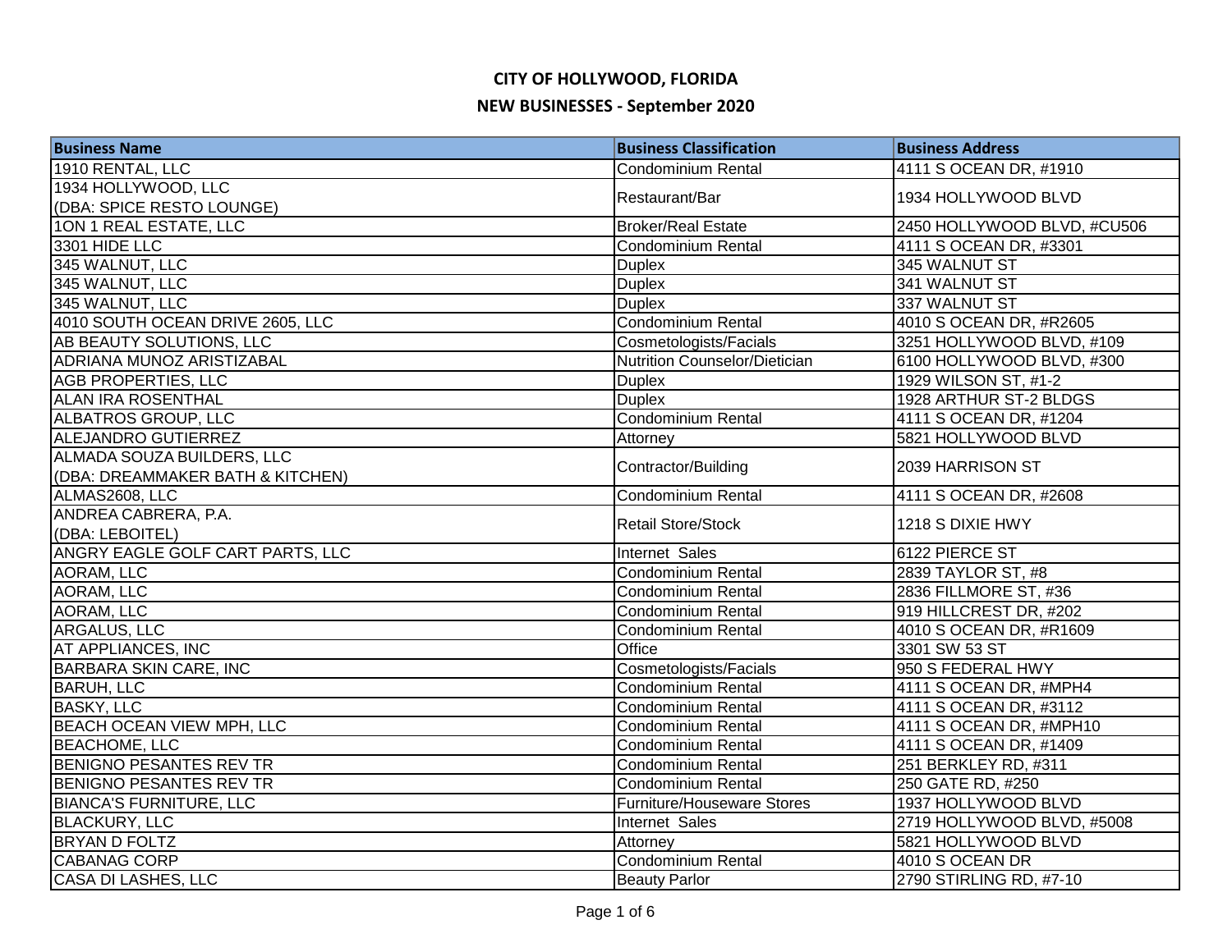# CITY OF HOLLYWOOD, FLORIDA

## NEW BUSINESSES - September 2020

| Business Name | Business Classification | Business Address |
|---|---|---|
| 1910 RENTAL, LLC | Condominium Rental | 4111 S OCEAN DR, #1910 |
| 1934 HOLLYWOOD, LLC (DBA: SPICE RESTO LOUNGE) | Restaurant/Bar | 1934 HOLLYWOOD BLVD |
| 1ON 1 REAL ESTATE, LLC | Broker/Real Estate | 2450 HOLLYWOOD BLVD, #CU506 |
| 3301 HIDE LLC | Condominium Rental | 4111 S OCEAN DR, #3301 |
| 345 WALNUT, LLC | Duplex | 345 WALNUT ST |
| 345 WALNUT, LLC | Duplex | 341 WALNUT ST |
| 345 WALNUT, LLC | Duplex | 337 WALNUT ST |
| 4010 SOUTH OCEAN DRIVE 2605, LLC | Condominium Rental | 4010 S OCEAN DR, #R2605 |
| AB BEAUTY SOLUTIONS, LLC | Cosmetologists/Facials | 3251 HOLLYWOOD BLVD, #109 |
| ADRIANA MUNOZ ARISTIZABAL | Nutrition Counselor/Dietician | 6100 HOLLYWOOD BLVD, #300 |
| AGB PROPERTIES, LLC | Duplex | 1929 WILSON ST, #1-2 |
| ALAN IRA ROSENTHAL | Duplex | 1928 ARTHUR ST-2 BLDGS |
| ALBATROS GROUP, LLC | Condominium Rental | 4111 S OCEAN DR, #1204 |
| ALEJANDRO GUTIERREZ | Attorney | 5821 HOLLYWOOD BLVD |
| ALMADA SOUZA BUILDERS, LLC (DBA: DREAMMAKER BATH & KITCHEN) | Contractor/Building | 2039 HARRISON ST |
| ALMAS2608, LLC | Condominium Rental | 4111 S OCEAN DR, #2608 |
| ANDREA CABRERA, P.A. (DBA: LEBOITEL) | Retail Store/Stock | 1218 S DIXIE HWY |
| ANGRY EAGLE GOLF CART PARTS, LLC | Internet Sales | 6122 PIERCE ST |
| AORAM, LLC | Condominium Rental | 2839 TAYLOR ST, #8 |
| AORAM, LLC | Condominium Rental | 2836 FILLMORE ST, #36 |
| AORAM, LLC | Condominium Rental | 919 HILLCREST DR, #202 |
| ARGALUS, LLC | Condominium Rental | 4010 S OCEAN DR, #R1609 |
| AT APPLIANCES, INC | Office | 3301 SW 53 ST |
| BARBARA SKIN CARE, INC | Cosmetologists/Facials | 950 S FEDERAL HWY |
| BARUH, LLC | Condominium Rental | 4111 S OCEAN DR, #MPH4 |
| BASKY, LLC | Condominium Rental | 4111 S OCEAN DR, #3112 |
| BEACH OCEAN VIEW MPH, LLC | Condominium Rental | 4111 S OCEAN DR, #MPH10 |
| BEACHOME, LLC | Condominium Rental | 4111 S OCEAN DR, #1409 |
| BENIGNO PESANTES REV TR | Condominium Rental | 251 BERKLEY RD, #311 |
| BENIGNO PESANTES REV TR | Condominium Rental | 250 GATE RD, #250 |
| BIANCA'S FURNITURE, LLC | Furniture/Houseware Stores | 1937 HOLLYWOOD BLVD |
| BLACKURY, LLC | Internet Sales | 2719 HOLLYWOOD BLVD, #5008 |
| BRYAN D FOLTZ | Attorney | 5821 HOLLYWOOD BLVD |
| CABANAG CORP | Condominium Rental | 4010 S OCEAN DR |
| CASA DI LASHES, LLC | Beauty Parlor | 2790 STIRLING RD, #7-10 |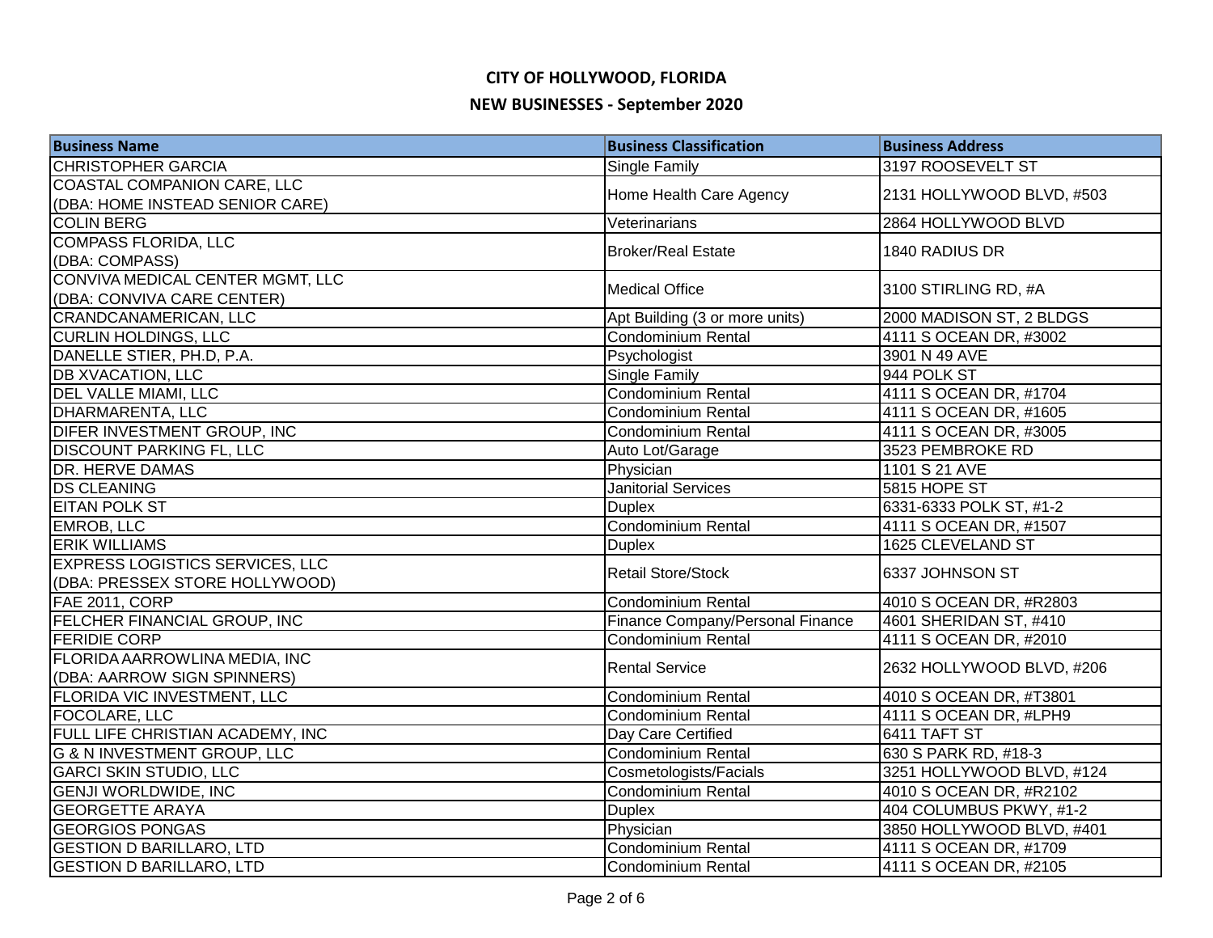# CITY OF HOLLYWOOD, FLORIDA

## NEW BUSINESSES - September 2020

| Business Name | Business Classification | Business Address |
| --- | --- | --- |
| CHRISTOPHER GARCIA | Single Family | 3197 ROOSEVELT ST |
| COASTAL COMPANION CARE, LLC (DBA: HOME INSTEAD SENIOR CARE) | Home Health Care Agency | 2131 HOLLYWOOD BLVD, #503 |
| COLIN BERG | Veterinarians | 2864 HOLLYWOOD BLVD |
| COMPASS FLORIDA, LLC (DBA: COMPASS) | Broker/Real Estate | 1840 RADIUS DR |
| CONVIVA MEDICAL CENTER MGMT, LLC (DBA: CONVIVA CARE CENTER) | Medical Office | 3100 STIRLING RD, #A |
| CRANDCANAMERICAN, LLC | Apt Building (3 or more units) | 2000 MADISON ST, 2 BLDGS |
| CURLIN HOLDINGS, LLC | Condominium Rental | 4111 S OCEAN DR, #3002 |
| DANELLE STIER, PH.D, P.A. | Psychologist | 3901 N 49 AVE |
| DB XVACATION, LLC | Single Family | 944 POLK ST |
| DEL VALLE MIAMI, LLC | Condominium Rental | 4111 S OCEAN DR, #1704 |
| DHARMARENTA, LLC | Condominium Rental | 4111 S OCEAN DR, #1605 |
| DIFER INVESTMENT GROUP, INC | Condominium Rental | 4111 S OCEAN DR, #3005 |
| DISCOUNT PARKING FL, LLC | Auto Lot/Garage | 3523 PEMBROKE RD |
| DR. HERVE DAMAS | Physician | 1101 S 21 AVE |
| DS CLEANING | Janitorial Services | 5815 HOPE ST |
| EITAN POLK ST | Duplex | 6331-6333 POLK ST, #1-2 |
| EMROB, LLC | Condominium Rental | 4111 S OCEAN DR, #1507 |
| ERIK WILLIAMS | Duplex | 1625 CLEVELAND ST |
| EXPRESS LOGISTICS SERVICES, LLC (DBA: PRESSEX STORE HOLLYWOOD) | Retail Store/Stock | 6337 JOHNSON ST |
| FAE 2011, CORP | Condominium Rental | 4010 S OCEAN DR, #R2803 |
| FELCHER FINANCIAL GROUP, INC | Finance Company/Personal Finance | 4601 SHERIDAN ST, #410 |
| FERIDIE CORP | Condominium Rental | 4111 S OCEAN DR, #2010 |
| FLORIDA AARROWLINA MEDIA, INC (DBA: AARROW SIGN SPINNERS) | Rental Service | 2632 HOLLYWOOD BLVD, #206 |
| FLORIDA VIC INVESTMENT, LLC | Condominium Rental | 4010 S OCEAN DR, #T3801 |
| FOCOLARE, LLC | Condominium Rental | 4111 S OCEAN DR, #LPH9 |
| FULL LIFE CHRISTIAN ACADEMY, INC | Day Care Certified | 6411 TAFT ST |
| G & N INVESTMENT GROUP, LLC | Condominium Rental | 630 S PARK RD, #18-3 |
| GARCI SKIN STUDIO, LLC | Cosmetologists/Facials | 3251 HOLLYWOOD BLVD, #124 |
| GENJI WORLDWIDE, INC | Condominium Rental | 4010 S OCEAN DR, #R2102 |
| GEORGETTE ARAYA | Duplex | 404 COLUMBUS PKWY, #1-2 |
| GEORGIOS PONGAS | Physician | 3850 HOLLYWOOD BLVD, #401 |
| GESTION D BARILLARO, LTD | Condominium Rental | 4111 S OCEAN DR, #1709 |
| GESTION D BARILLARO, LTD | Condominium Rental | 4111 S OCEAN DR, #2105 |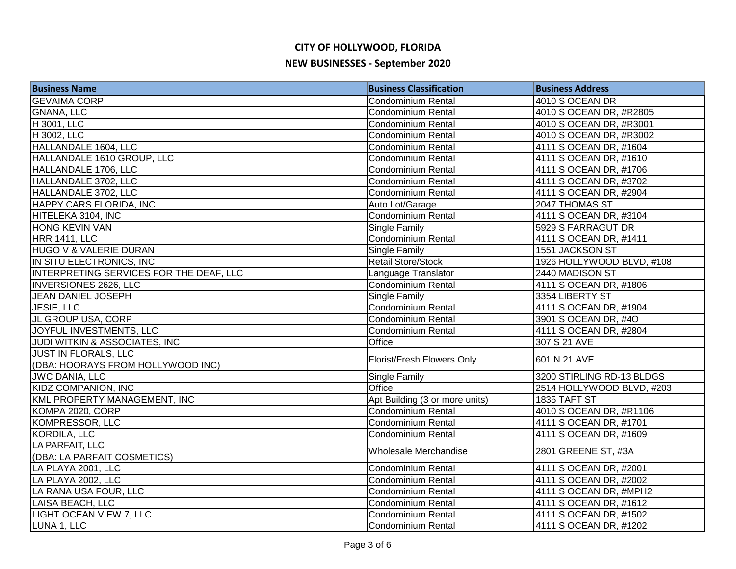# CITY OF HOLLYWOOD, FLORIDA

## NEW BUSINESSES - September 2020

| Business Name | Business Classification | Business Address |
|---|---|---|
| GEVAIMA CORP | Condominium Rental | 4010 S OCEAN DR |
| GNANA, LLC | Condominium Rental | 4010 S OCEAN DR, #R2805 |
| H 3001, LLC | Condominium Rental | 4010 S OCEAN DR, #R3001 |
| H 3002, LLC | Condominium Rental | 4010 S OCEAN DR, #R3002 |
| HALLANDALE 1604, LLC | Condominium Rental | 4111 S OCEAN DR, #1604 |
| HALLANDALE 1610 GROUP, LLC | Condominium Rental | 4111 S OCEAN DR, #1610 |
| HALLANDALE 1706, LLC | Condominium Rental | 4111 S OCEAN DR, #1706 |
| HALLANDALE 3702, LLC | Condominium Rental | 4111 S OCEAN DR, #3702 |
| HALLANDALE 3702, LLC | Condominium Rental | 4111 S OCEAN DR, #2904 |
| HAPPY CARS FLORIDA, INC | Auto Lot/Garage | 2047 THOMAS ST |
| HITELEKA 3104, INC | Condominium Rental | 4111 S OCEAN DR, #3104 |
| HONG KEVIN VAN | Single Family | 5929 S FARRAGUT DR |
| HRR 1411, LLC | Condominium Rental | 4111 S OCEAN DR, #1411 |
| HUGO V & VALERIE DURAN | Single Family | 1551 JACKSON ST |
| IN SITU ELECTRONICS, INC | Retail Store/Stock | 1926 HOLLYWOOD BLVD, #108 |
| INTERPRETING SERVICES FOR THE DEAF, LLC | Language Translator | 2440 MADISON ST |
| INVERSIONES 2626, LLC | Condominium Rental | 4111 S OCEAN DR, #1806 |
| JEAN DANIEL JOSEPH | Single Family | 3354 LIBERTY ST |
| JESIE, LLC | Condominium Rental | 4111 S OCEAN DR, #1904 |
| JL GROUP USA, CORP | Condominium Rental | 3901 S OCEAN DR, #4O |
| JOYFUL INVESTMENTS, LLC | Condominium Rental | 4111 S OCEAN DR, #2804 |
| JUDI WITKIN & ASSOCIATES, INC | Office | 307 S 21 AVE |
| JUST IN FLORALS, LLC (DBA: HOORAYS FROM HOLLYWOOD INC) | Florist/Fresh Flowers Only | 601 N 21 AVE |
| JWC DANIA, LLC | Single Family | 3200 STIRLING RD-13 BLDGS |
| KIDZ COMPANION, INC | Office | 2514 HOLLYWOOD BLVD, #203 |
| KML PROPERTY MANAGEMENT, INC | Apt Building (3 or more units) | 1835 TAFT ST |
| KOMPA 2020, CORP | Condominium Rental | 4010 S OCEAN DR, #R1106 |
| KOMPRESSOR, LLC | Condominium Rental | 4111 S OCEAN DR, #1701 |
| KORDILA, LLC | Condominium Rental | 4111 S OCEAN DR, #1609 |
| LA PARFAIT, LLC (DBA: LA PARFAIT COSMETICS) | Wholesale Merchandise | 2801 GREENE ST, #3A |
| LA PLAYA 2001, LLC | Condominium Rental | 4111 S OCEAN DR, #2001 |
| LA PLAYA 2002, LLC | Condominium Rental | 4111 S OCEAN DR, #2002 |
| LA RANA USA FOUR, LLC | Condominium Rental | 4111 S OCEAN DR, #MPH2 |
| LAISA BEACH, LLC | Condominium Rental | 4111 S OCEAN DR, #1612 |
| LIGHT OCEAN VIEW 7, LLC | Condominium Rental | 4111 S OCEAN DR, #1502 |
| LUNA 1, LLC | Condominium Rental | 4111 S OCEAN DR, #1202 |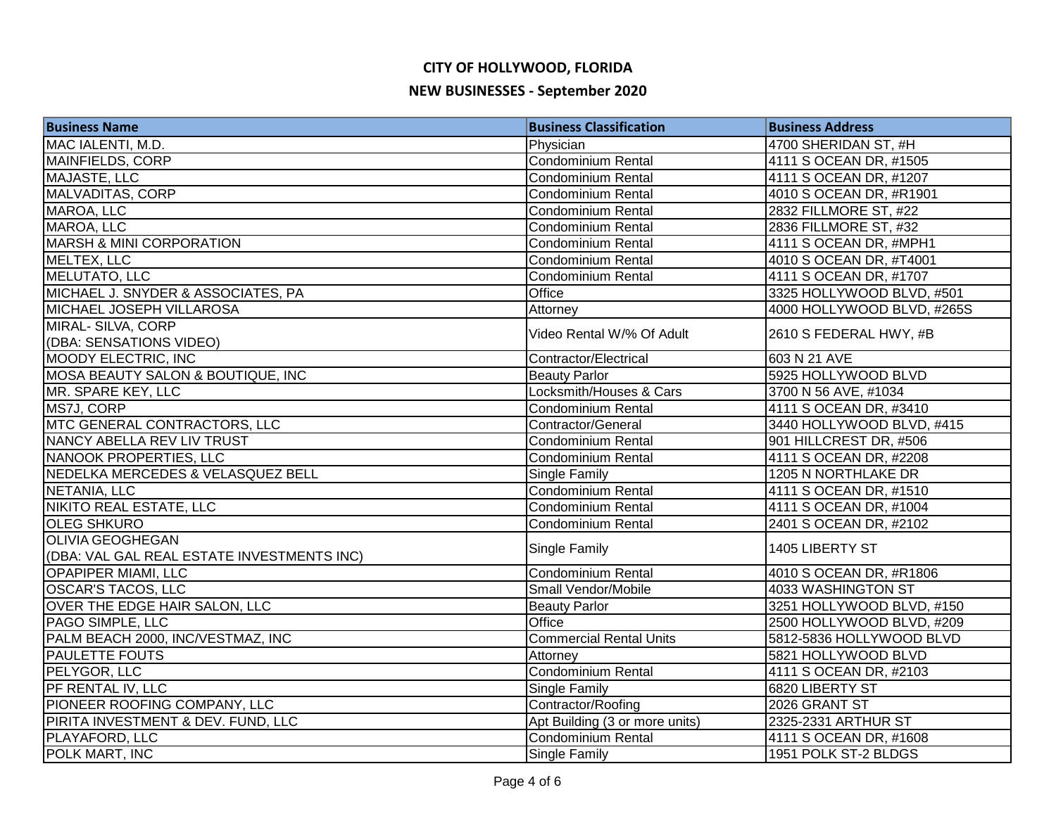# CITY OF HOLLYWOOD, FLORIDA

## NEW BUSINESSES - September 2020

| Business Name | Business Classification | Business Address |
|---|---|---|
| MAC IALENTI, M.D. | Physician | 4700 SHERIDAN ST, #H |
| MAINFIELDS, CORP | Condominium Rental | 4111 S OCEAN DR, #1505 |
| MAJASTE, LLC | Condominium Rental | 4111 S OCEAN DR, #1207 |
| MALVADITAS, CORP | Condominium Rental | 4010 S OCEAN DR, #R1901 |
| MAROA, LLC | Condominium Rental | 2832 FILLMORE ST, #22 |
| MAROA, LLC | Condominium Rental | 2836 FILLMORE ST, #32 |
| MARSH & MINI CORPORATION | Condominium Rental | 4111 S OCEAN DR, #MPH1 |
| MELTEX, LLC | Condominium Rental | 4010 S OCEAN DR, #T4001 |
| MELUTATO, LLC | Condominium Rental | 4111 S OCEAN DR, #1707 |
| MICHAEL J. SNYDER & ASSOCIATES, PA | Office | 3325 HOLLYWOOD BLVD, #501 |
| MICHAEL JOSEPH VILLAROSA | Attorney | 4000 HOLLYWOOD BLVD, #265S |
| MIRAL- SILVA, CORP (DBA: SENSATIONS VIDEO) | Video Rental W/% Of Adult | 2610 S FEDERAL HWY, #B |
| MOODY ELECTRIC, INC | Contractor/Electrical | 603 N 21 AVE |
| MOSA BEAUTY SALON & BOUTIQUE, INC | Beauty Parlor | 5925 HOLLYWOOD BLVD |
| MR. SPARE KEY, LLC | Locksmith/Houses & Cars | 3700 N 56 AVE, #1034 |
| MS7J, CORP | Condominium Rental | 4111 S OCEAN DR, #3410 |
| MTC GENERAL CONTRACTORS, LLC | Contractor/General | 3440 HOLLYWOOD BLVD, #415 |
| NANCY ABELLA REV LIV TRUST | Condominium Rental | 901 HILLCREST DR, #506 |
| NANOOK PROPERTIES, LLC | Condominium Rental | 4111 S OCEAN DR, #2208 |
| NEDELKA MERCEDES & VELASQUEZ BELL | Single Family | 1205 N NORTHLAKE DR |
| NETANIA, LLC | Condominium Rental | 4111 S OCEAN DR, #1510 |
| NIKITO REAL ESTATE, LLC | Condominium Rental | 4111 S OCEAN DR, #1004 |
| OLEG SHKURO | Condominium Rental | 2401 S OCEAN DR, #2102 |
| OLIVIA GEOGHEGAN (DBA: VAL GAL REAL ESTATE INVESTMENTS INC) | Single Family | 1405 LIBERTY ST |
| OPAPIPER MIAMI, LLC | Condominium Rental | 4010 S OCEAN DR, #R1806 |
| OSCAR'S TACOS, LLC | Small Vendor/Mobile | 4033 WASHINGTON ST |
| OVER THE EDGE HAIR SALON, LLC | Beauty Parlor | 3251 HOLLYWOOD BLVD, #150 |
| PAGO SIMPLE, LLC | Office | 2500 HOLLYWOOD BLVD, #209 |
| PALM BEACH 2000, INC/VESTMAZ, INC | Commercial Rental Units | 5812-5836 HOLLYWOOD BLVD |
| PAULETTE FOUTS | Attorney | 5821 HOLLYWOOD BLVD |
| PELYGOR, LLC | Condominium Rental | 4111 S OCEAN DR, #2103 |
| PF RENTAL IV, LLC | Single Family | 6820 LIBERTY ST |
| PIONEER ROOFING COMPANY, LLC | Contractor/Roofing | 2026 GRANT ST |
| PIRITA INVESTMENT & DEV. FUND, LLC | Apt Building (3 or more units) | 2325-2331 ARTHUR ST |
| PLAYAFORD, LLC | Condominium Rental | 4111 S OCEAN DR, #1608 |
| POLK MART, INC | Single Family | 1951 POLK ST-2 BLDGS |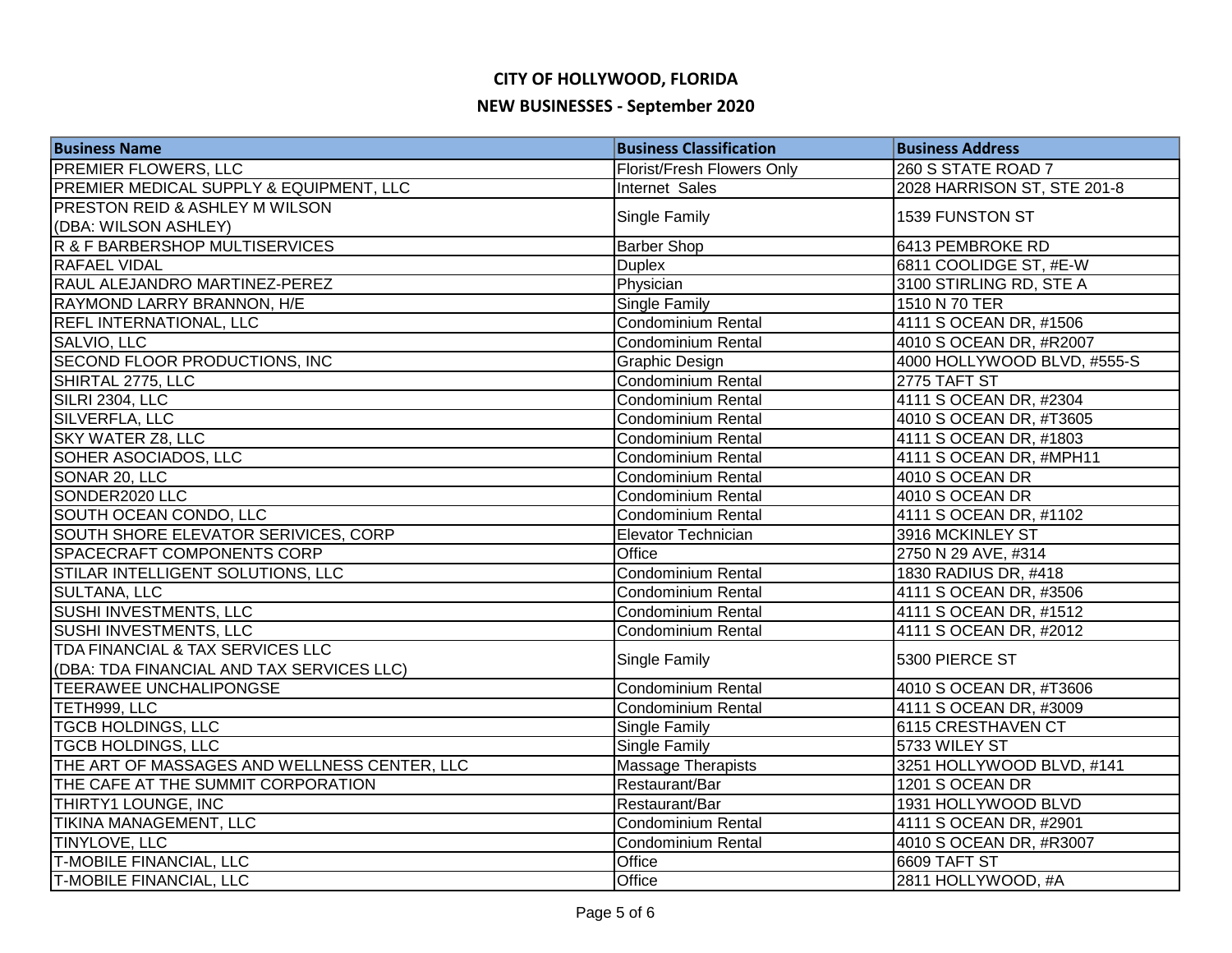# CITY OF HOLLYWOOD, FLORIDA

## NEW BUSINESSES - September 2020

| Business Name | Business Classification | Business Address |
|---|---|---|
| PREMIER FLOWERS, LLC | Florist/Fresh Flowers Only | 260 S STATE ROAD 7 |
| PREMIER MEDICAL SUPPLY & EQUIPMENT, LLC | Internet Sales | 2028 HARRISON ST, STE 201-8 |
| PRESTON REID & ASHLEY M WILSON (DBA: WILSON ASHLEY) | Single Family | 1539 FUNSTON ST |
| R & F BARBERSHOP MULTISERVICES | Barber Shop | 6413 PEMBROKE RD |
| RAFAEL VIDAL | Duplex | 6811 COOLIDGE ST, #E-W |
| RAUL ALEJANDRO MARTINEZ-PEREZ | Physician | 3100 STIRLING RD, STE A |
| RAYMOND LARRY BRANNON, H/E | Single Family | 1510 N 70 TER |
| REFL INTERNATIONAL, LLC | Condominium Rental | 4111 S OCEAN DR, #1506 |
| SALVIO, LLC | Condominium Rental | 4010 S OCEAN DR, #R2007 |
| SECOND FLOOR PRODUCTIONS, INC | Graphic Design | 4000 HOLLYWOOD BLVD, #555-S |
| SHIRTAL 2775, LLC | Condominium Rental | 2775 TAFT ST |
| SILRI 2304, LLC | Condominium Rental | 4111 S OCEAN DR, #2304 |
| SILVERFLA, LLC | Condominium Rental | 4010 S OCEAN DR, #T3605 |
| SKY WATER Z8, LLC | Condominium Rental | 4111 S OCEAN DR, #1803 |
| SOHER ASOCIADOS, LLC | Condominium Rental | 4111 S OCEAN DR, #MPH11 |
| SONAR 20, LLC | Condominium Rental | 4010 S OCEAN DR |
| SONDER2020 LLC | Condominium Rental | 4010 S OCEAN DR |
| SOUTH OCEAN CONDO, LLC | Condominium Rental | 4111 S OCEAN DR, #1102 |
| SOUTH SHORE ELEVATOR SERIVICES, CORP | Elevator Technician | 3916 MCKINLEY ST |
| SPACECRAFT COMPONENTS CORP | Office | 2750 N 29 AVE, #314 |
| STILAR INTELLIGENT SOLUTIONS, LLC | Condominium Rental | 1830 RADIUS DR, #418 |
| SULTANA, LLC | Condominium Rental | 4111 S OCEAN DR, #3506 |
| SUSHI INVESTMENTS, LLC | Condominium Rental | 4111 S OCEAN DR, #1512 |
| SUSHI INVESTMENTS, LLC | Condominium Rental | 4111 S OCEAN DR, #2012 |
| TDA FINANCIAL & TAX SERVICES LLC (DBA: TDA FINANCIAL AND TAX SERVICES LLC) | Single Family | 5300 PIERCE ST |
| TEERAWEE UNCHALIPONGSE | Condominium Rental | 4010 S OCEAN DR, #T3606 |
| TETH999, LLC | Condominium Rental | 4111 S OCEAN DR, #3009 |
| TGCB HOLDINGS, LLC | Single Family | 6115 CRESTHAVEN CT |
| TGCB HOLDINGS, LLC | Single Family | 5733 WILEY ST |
| THE ART OF MASSAGES AND WELLNESS CENTER, LLC | Massage Therapists | 3251 HOLLYWOOD BLVD, #141 |
| THE CAFE AT THE SUMMIT CORPORATION | Restaurant/Bar | 1201 S OCEAN DR |
| THIRTY1 LOUNGE, INC | Restaurant/Bar | 1931 HOLLYWOOD BLVD |
| TIKINA MANAGEMENT, LLC | Condominium Rental | 4111 S OCEAN DR, #2901 |
| TINYLOVE, LLC | Condominium Rental | 4010 S OCEAN DR, #R3007 |
| T-MOBILE FINANCIAL, LLC | Office | 6609 TAFT ST |
| T-MOBILE FINANCIAL, LLC | Office | 2811 HOLLYWOOD, #A |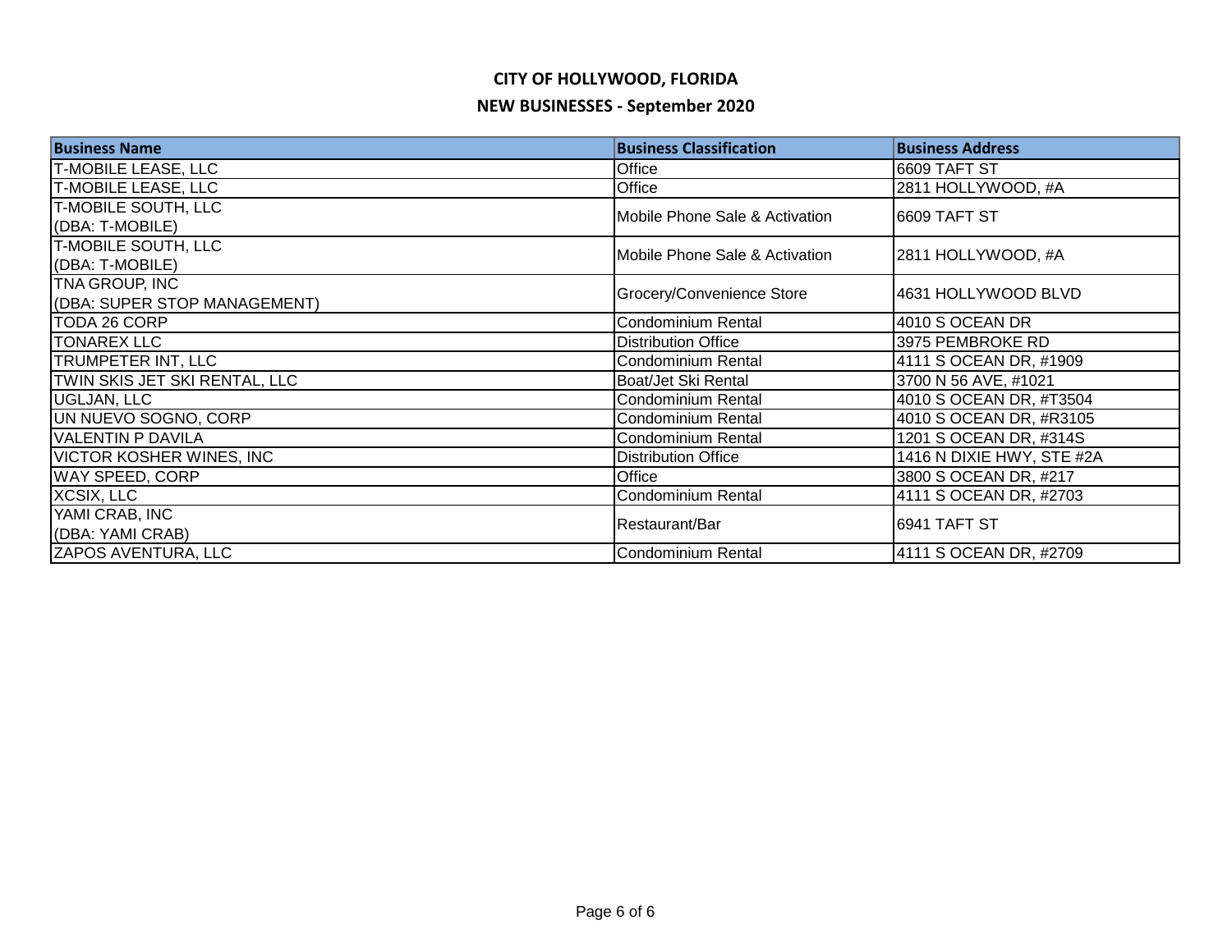# CITY OF HOLLYWOOD, FLORIDA

## NEW BUSINESSES - September 2020

| Business Name | Business Classification | Business Address |
|---|---|---|
| T-MOBILE LEASE, LLC | Office | 6609 TAFT ST |
| T-MOBILE LEASE, LLC | Office | 2811 HOLLYWOOD, #A |
| T-MOBILE SOUTH, LLC (DBA: T-MOBILE) | Mobile Phone Sale & Activation | 6609 TAFT ST |
| T-MOBILE SOUTH, LLC (DBA: T-MOBILE) | Mobile Phone Sale & Activation | 2811 HOLLYWOOD, #A |
| TNA GROUP, INC (DBA: SUPER STOP MANAGEMENT) | Grocery/Convenience Store | 4631 HOLLYWOOD BLVD |
| TODA 26 CORP | Condominium Rental | 4010 S OCEAN DR |
| TONAREX LLC | Distribution Office | 3975 PEMBROKE RD |
| TRUMPETER INT, LLC | Condominium Rental | 4111 S OCEAN DR, #1909 |
| TWIN SKIS JET SKI RENTAL, LLC | Boat/Jet Ski Rental | 3700 N 56 AVE, #1021 |
| UGLJAN, LLC | Condominium Rental | 4010 S OCEAN DR, #T3504 |
| UN NUEVO SOGNO, CORP | Condominium Rental | 4010 S OCEAN DR, #R3105 |
| VALENTIN P DAVILA | Condominium Rental | 1201 S OCEAN DR, #314S |
| VICTOR KOSHER WINES, INC | Distribution Office | 1416 N DIXIE HWY, STE #2A |
| WAY SPEED, CORP | Office | 3800 S OCEAN DR, #217 |
| XCSIX, LLC | Condominium Rental | 4111 S OCEAN DR, #2703 |
| YAMI CRAB, INC (DBA: YAMI CRAB) | Restaurant/Bar | 6941 TAFT ST |
| ZAPOS AVENTURA, LLC | Condominium Rental | 4111 S OCEAN DR, #2709 |